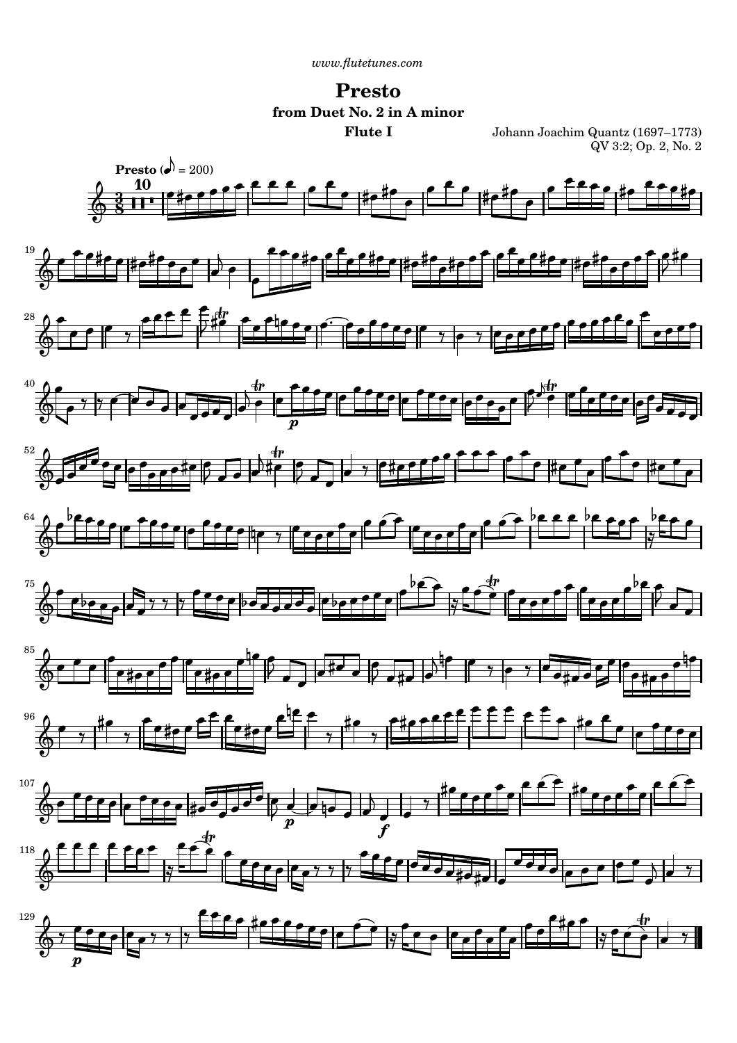www.flutetunes.com

# Presto

## from Duet No. 2 in A minor

### Flute I

Johann Joachim Quantz (1697–1773)
QV 3:2; Op. 2, No. 2

**Presto** (♪ = 200)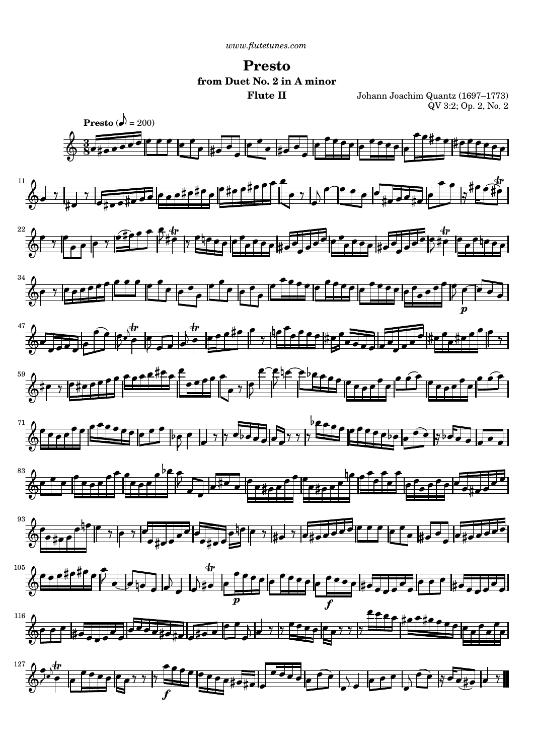www.flutetunes.com

# Presto

### from Duet No. 2 in A minor

### Flute II

Johann Joachim Quantz (1697–1773)
QV 3:2; Op. 2, No. 2

**Presto** (♪ = 200)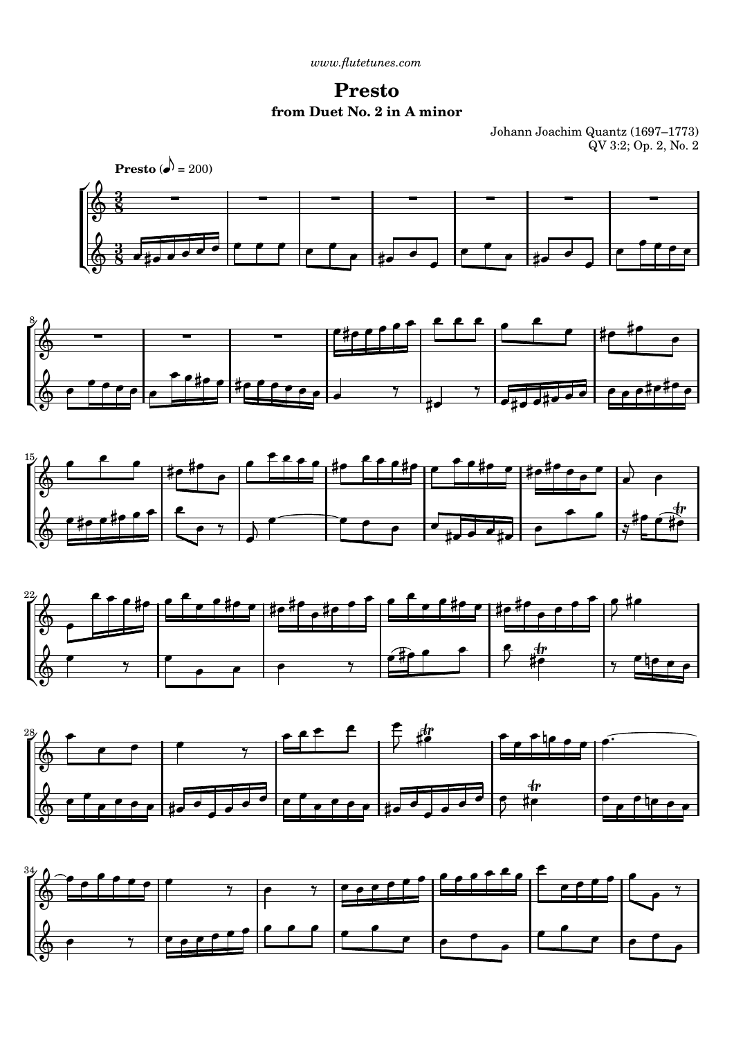www.flutetunes.com

# Presto

## from Duet No. 2 in A minor

Johann Joachim Quantz (1697–1773)
QV 3:2; Op. 2, No. 2

**Presto** (♪ = 200)